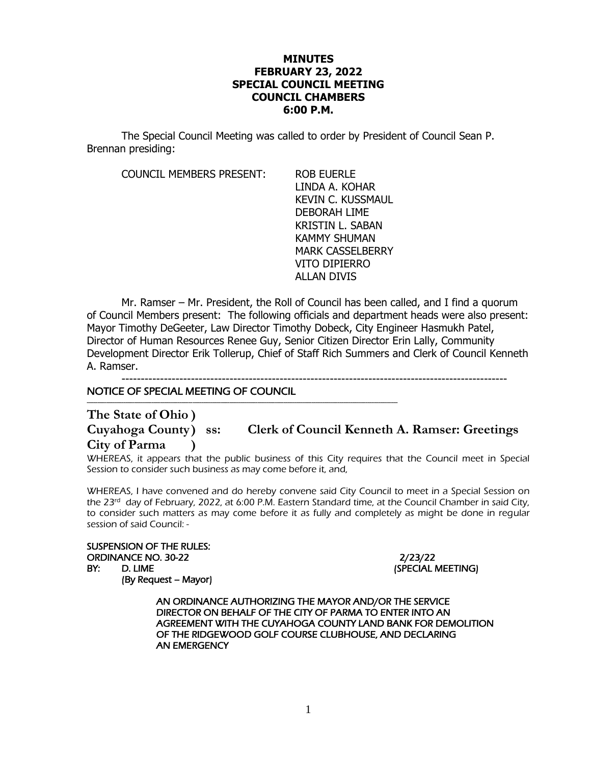**MINUTES**
**FEBRUARY 23, 2022**
**SPECIAL COUNCIL MEETING**
**COUNCIL CHAMBERS**
**6:00 P.M.**

The Special Council Meeting was called to order by President of Council Sean P. Brennan presiding:

COUNCIL MEMBERS PRESENT:
ROB EUERLE
LINDA A. KOHAR
KEVIN C. KUSSMAUL
DEBORAH LIME
KRISTIN L. SABAN
KAMMY SHUMAN
MARK CASSELBERRY
VITO DIPIERRO
ALLAN DIVIS

Mr. Ramser – Mr. President, the Roll of Council has been called, and I find a quorum of Council Members present: The following officials and department heads were also present: Mayor Timothy DeGeeter, Law Director Timothy Dobeck, City Engineer Hasmukh Patel, Director of Human Resources Renee Guy, Senior Citizen Director Erin Lally, Community Development Director Erik Tollerup, Chief of Staff Rich Summers and Clerk of Council Kenneth A. Ramser.

---

NOTICE OF SPECIAL MEETING OF COUNCIL

**The State of Ohio )**
**Cuyahoga County ) ss: Clerk of Council Kenneth A. Ramser: Greetings**
**City of Parma )**

*WHEREAS, it appears that the public business of this City requires that the Council meet in Special Session to consider such business as may come before it, and,*

*WHEREAS, I have convened and do hereby convene said City Council to meet in a Special Session on the 23rd day of February, 2022, at 6:00 P.M. Eastern Standard time, at the Council Chamber in said City, to consider such matters as may come before it as fully and completely as might be done in regular session of said Council: -*

SUSPENSION OF THE RULES:
ORDINANCE NO. 30-22 2/23/22
BY: D. LIME (SPECIAL MEETING)
(By Request – Mayor)

AN ORDINANCE AUTHORIZING THE MAYOR AND/OR THE SERVICE DIRECTOR ON BEHALF OF THE CITY OF PARMA TO ENTER INTO AN AGREEMENT WITH THE CUYAHOGA COUNTY LAND BANK FOR DEMOLITION OF THE RIDGEWOOD GOLF COURSE CLUBHOUSE, AND DECLARING AN EMERGENCY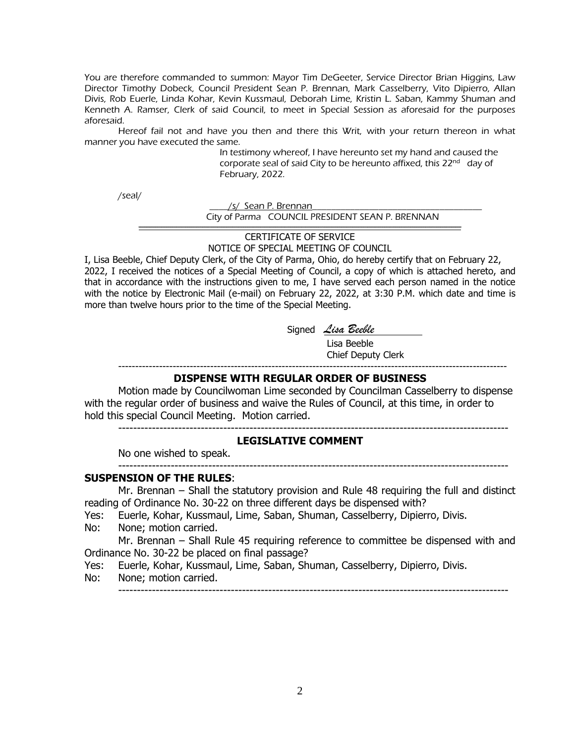*You are therefore commanded to summon: Mayor Tim DeGeeter, Service Director Brian Higgins, Law Director Timothy Dobeck, Council President Sean P. Brennan, Mark Casselberry, Vito Dipierro, Allan Divis, Rob Euerle, Linda Kohar, Kevin Kussmaul, Deborah Lime, Kristin L. Saban, Kammy Shuman and Kenneth A. Ramser, Clerk of said Council, to meet in Special Session as aforesaid for the purposes aforesaid.*

*Hereof fail not and have you then and there this Writ, with your return thereon in what manner you have executed the same.*

*In testimony whereof, I have hereunto set my hand and caused the corporate seal of said City to be hereunto affixed, this 22nd day of February, 2022.*

*/seal/*

*/s/ Sean P. Brennan*
*City of Parma COUNCIL PRESIDENT SEAN P. BRENNAN*

CERTIFICATE OF SERVICE
NOTICE OF SPECIAL MEETING OF COUNCIL

I, Lisa Beeble, Chief Deputy Clerk, of the City of Parma, Ohio, do hereby certify that on February 22, 2022, I received the notices of a Special Meeting of Council, a copy of which is attached hereto, and that in accordance with the instructions given to me, I have served each person named in the notice with the notice by Electronic Mail (e-mail) on February 22, 2022, at 3:30 P.M. which date and time is more than twelve hours prior to the time of the Special Meeting.

Signed *Lisa Beeble*
Lisa Beeble
Chief Deputy Clerk

---

**DISPENSE WITH REGULAR ORDER OF BUSINESS**

Motion made by Councilwoman Lime seconded by Councilman Casselberry to dispense with the regular order of business and waive the Rules of Council, at this time, in order to hold this special Council Meeting. Motion carried.

---

**LEGISLATIVE COMMENT**

No one wished to speak.

---

**SUSPENSION OF THE RULES**:

Mr. Brennan – Shall the statutory provision and Rule 48 requiring the full and distinct reading of Ordinance No. 30-22 on three different days be dispensed with?

Yes: Euerle, Kohar, Kussmaul, Lime, Saban, Shuman, Casselberry, Dipierro, Divis.
No: None; motion carried.

Mr. Brennan – Shall Rule 45 requiring reference to committee be dispensed with and Ordinance No. 30-22 be placed on final passage?

Yes: Euerle, Kohar, Kussmaul, Lime, Saban, Shuman, Casselberry, Dipierro, Divis.
No: None; motion carried.

---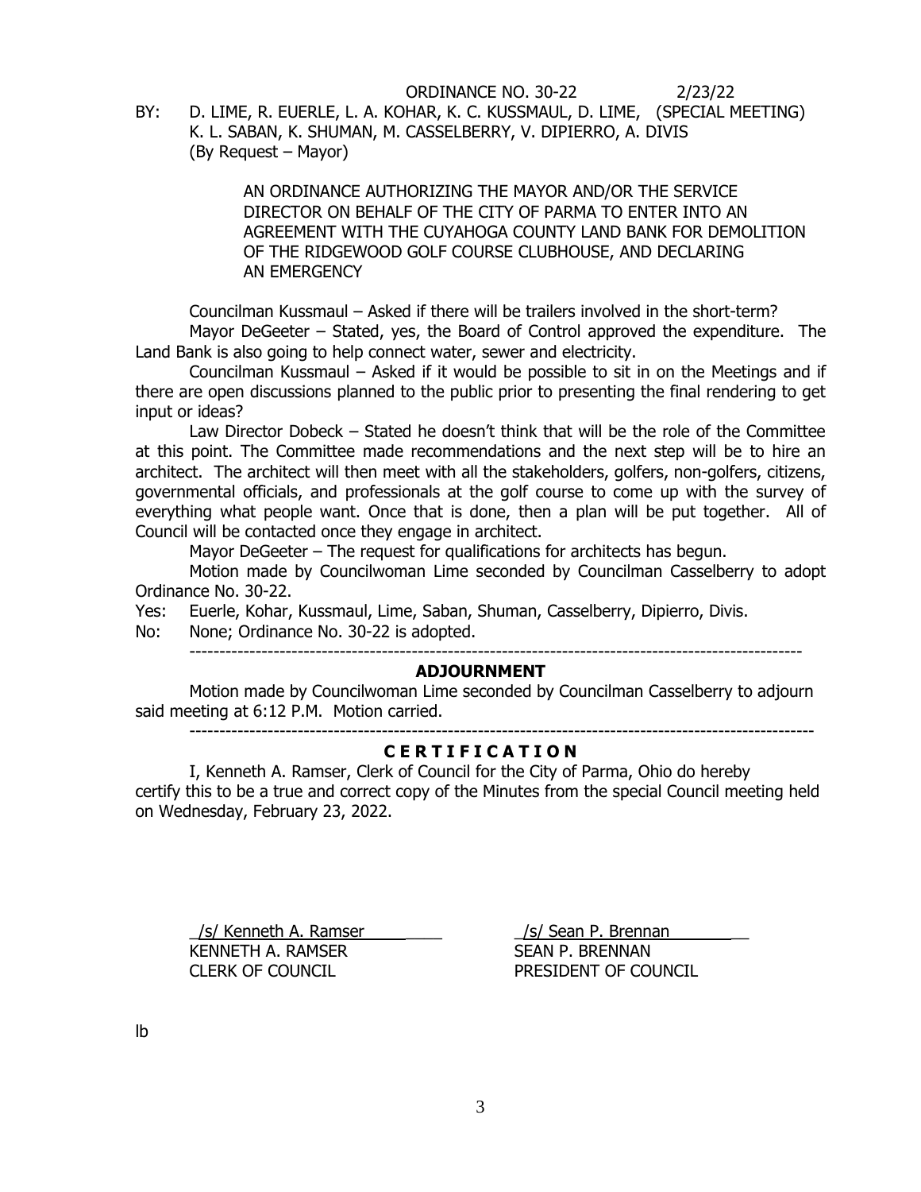ORDINANCE NO. 30-22 2/23/22

BY: D. LIME, R. EUERLE, L. A. KOHAR, K. C. KUSSMAUL, D. LIME, (SPECIAL MEETING)
K. L. SABAN, K. SHUMAN, M. CASSELBERRY, V. DIPIERRO, A. DIVIS
(By Request – Mayor)

AN ORDINANCE AUTHORIZING THE MAYOR AND/OR THE SERVICE DIRECTOR ON BEHALF OF THE CITY OF PARMA TO ENTER INTO AN AGREEMENT WITH THE CUYAHOGA COUNTY LAND BANK FOR DEMOLITION OF THE RIDGEWOOD GOLF COURSE CLUBHOUSE, AND DECLARING AN EMERGENCY

Councilman Kussmaul – Asked if there will be trailers involved in the short-term?

Mayor DeGeeter – Stated, yes, the Board of Control approved the expenditure. The Land Bank is also going to help connect water, sewer and electricity.

Councilman Kussmaul – Asked if it would be possible to sit in on the Meetings and if there are open discussions planned to the public prior to presenting the final rendering to get input or ideas?

Law Director Dobeck – Stated he doesn't think that will be the role of the Committee at this point. The Committee made recommendations and the next step will be to hire an architect. The architect will then meet with all the stakeholders, golfers, non-golfers, citizens, governmental officials, and professionals at the golf course to come up with the survey of everything what people want. Once that is done, then a plan will be put together. All of Council will be contacted once they engage in architect.

Mayor DeGeeter – The request for qualifications for architects has begun.

Motion made by Councilwoman Lime seconded by Councilman Casselberry to adopt Ordinance No. 30-22.

Yes: Euerle, Kohar, Kussmaul, Lime, Saban, Shuman, Casselberry, Dipierro, Divis.
No: None; Ordinance No. 30-22 is adopted.

---

## ADJOURNMENT

Motion made by Councilwoman Lime seconded by Councilman Casselberry to adjourn said meeting at 6:12 P.M. Motion carried.

---

## C E R T I F I C A T I O N

I, Kenneth A. Ramser, Clerk of Council for the City of Parma, Ohio do hereby certify this to be a true and correct copy of the Minutes from the special Council meeting held on Wednesday, February 23, 2022.

| | |
|---|---|
| /s/ Kenneth A. Ramser | /s/ Sean P. Brennan |
| KENNETH A. RAMSER | SEAN P. BRENNAN |
| CLERK OF COUNCIL | PRESIDENT OF COUNCIL |

lb